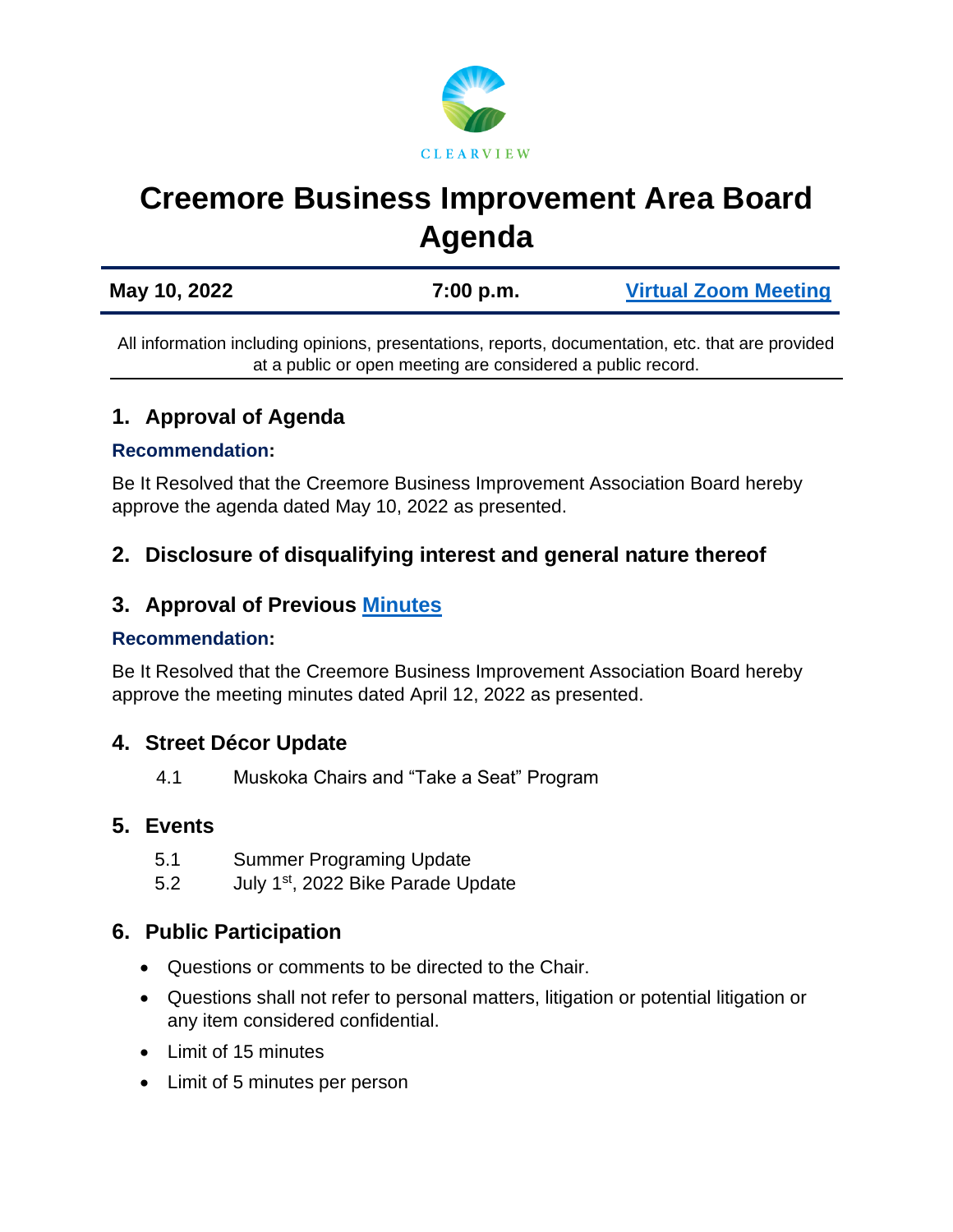CLEARVIEW

# Creemore Business Improvement Area Board Agenda

| May 10, 2022 | 7:00 p.m. | Virtual Zoom Meeting |
|---|---|---|

All information including opinions, presentations, reports, documentation, etc. that are provided at a public or open meeting are considered a public record.

## 1. Approval of Agenda

**Recommendation:**

Be It Resolved that the Creemore Business Improvement Association Board hereby approve the agenda dated May 10, 2022 as presented.

## 2. Disclosure of disqualifying interest and general nature thereof

## 3. Approval of Previous Minutes

**Recommendation:**

Be It Resolved that the Creemore Business Improvement Association Board hereby approve the meeting minutes dated April 12, 2022 as presented.

## 4. Street Décor Update

4.1 Muskoka Chairs and "Take a Seat" Program

## 5. Events

5.1 Summer Programing Update

5.2 July 1st, 2022 Bike Parade Update

## 6. Public Participation

- Questions or comments to be directed to the Chair.
- Questions shall not refer to personal matters, litigation or potential litigation or any item considered confidential.
- Limit of 15 minutes
- Limit of 5 minutes per person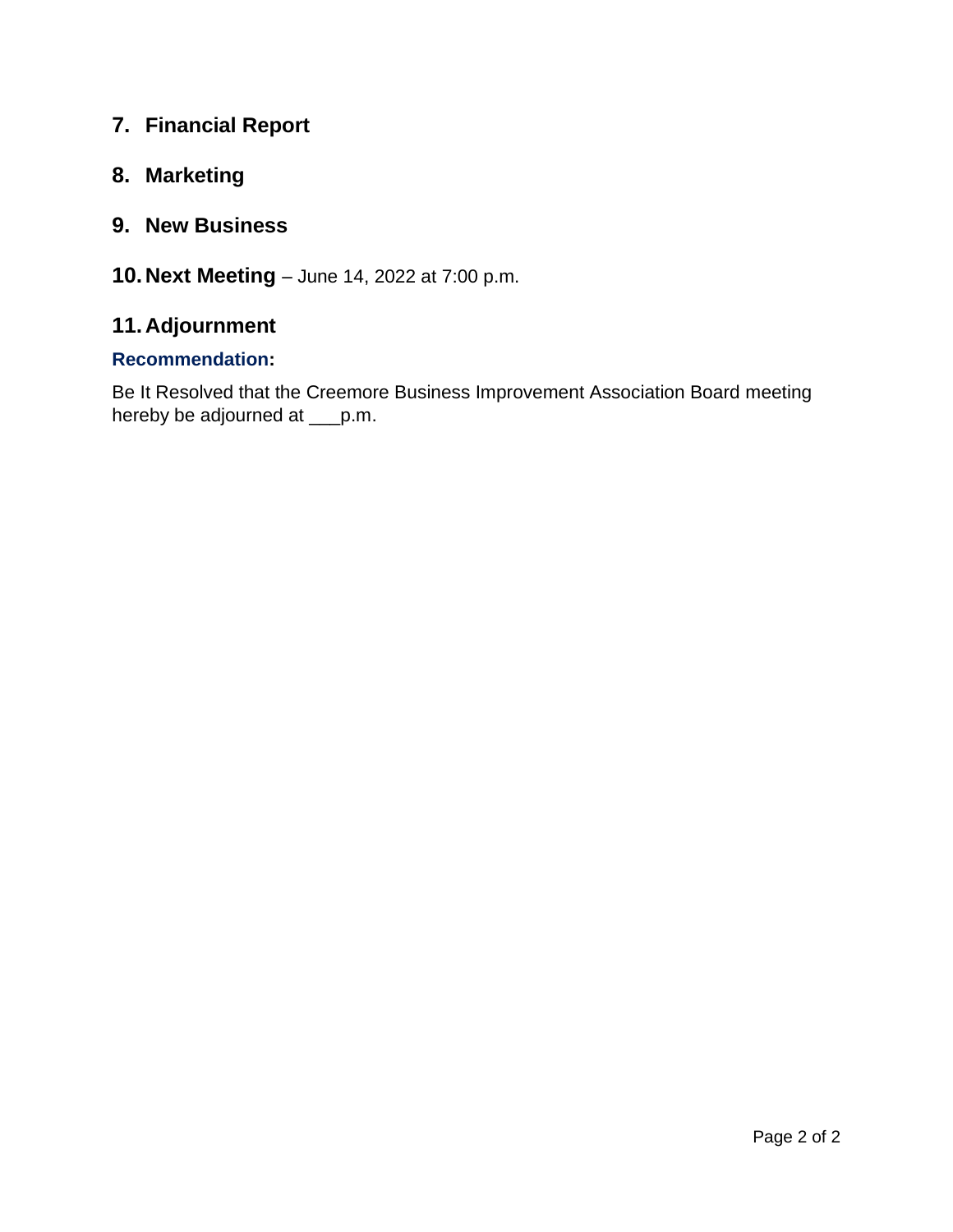## 7. Financial Report

## 8. Marketing

## 9. New Business

## 10. Next Meeting – June 14, 2022 at 7:00 p.m.

## 11. Adjournment

**Recommendation:**

Be It Resolved that the Creemore Business Improvement Association Board meeting hereby be adjourned at ___p.m.